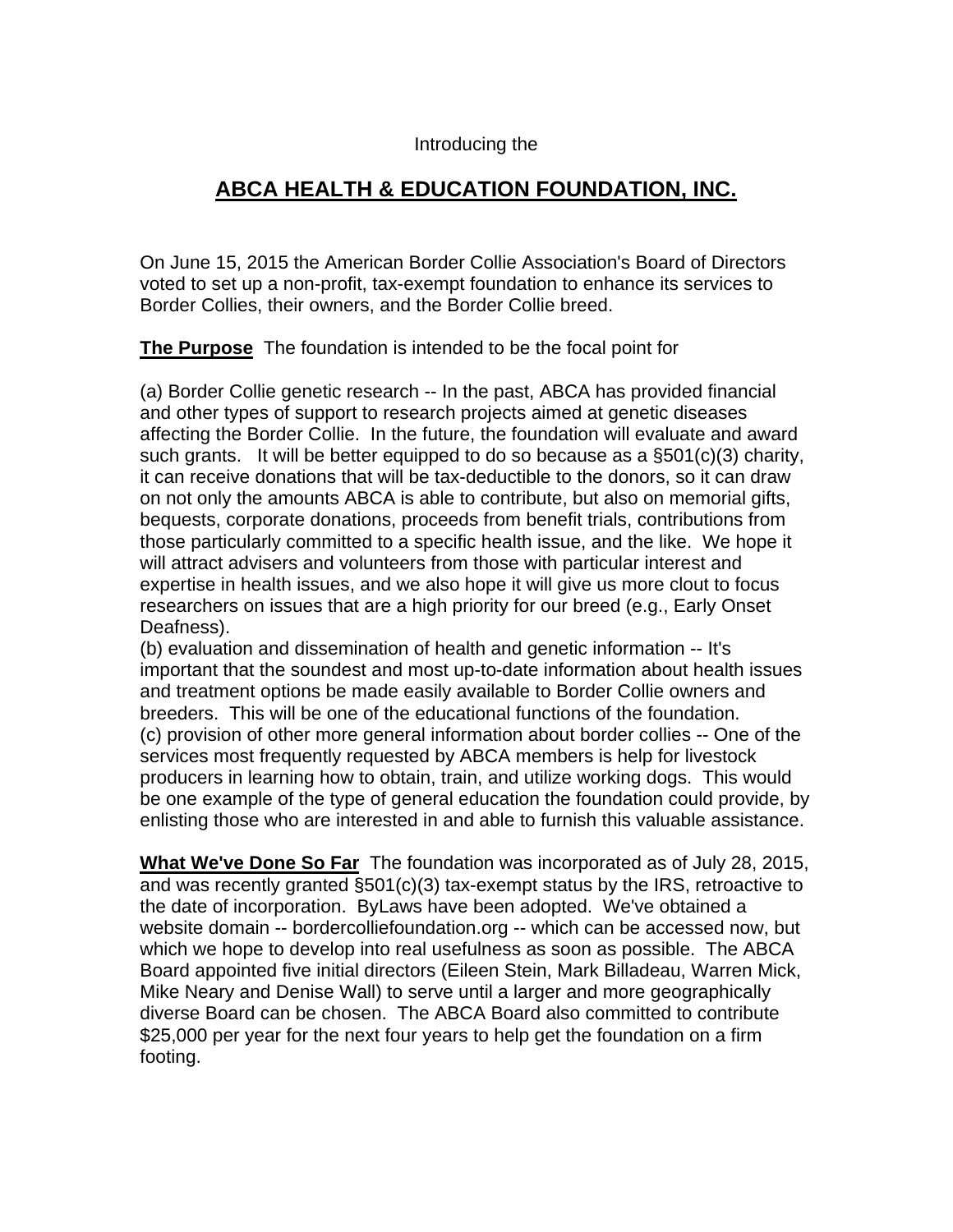Introducing the

# ABCA HEALTH & EDUCATION FOUNDATION, INC.

On June 15, 2015 the American Border Collie Association's Board of Directors voted to set up a non-profit, tax-exempt foundation to enhance its services to Border Collies, their owners, and the Border Collie breed.

**The Purpose** The foundation is intended to be the focal point for

(a) Border Collie genetic research -- In the past, ABCA has provided financial and other types of support to research projects aimed at genetic diseases affecting the Border Collie. In the future, the foundation will evaluate and award such grants. It will be better equipped to do so because as a §501(c)(3) charity, it can receive donations that will be tax-deductible to the donors, so it can draw on not only the amounts ABCA is able to contribute, but also on memorial gifts, bequests, corporate donations, proceeds from benefit trials, contributions from those particularly committed to a specific health issue, and the like. We hope it will attract advisers and volunteers from those with particular interest and expertise in health issues, and we also hope it will give us more clout to focus researchers on issues that are a high priority for our breed (e.g., Early Onset Deafness).

(b) evaluation and dissemination of health and genetic information -- It's important that the soundest and most up-to-date information about health issues and treatment options be made easily available to Border Collie owners and breeders. This will be one of the educational functions of the foundation.

(c) provision of other more general information about border collies -- One of the services most frequently requested by ABCA members is help for livestock producers in learning how to obtain, train, and utilize working dogs. This would be one example of the type of general education the foundation could provide, by enlisting those who are interested in and able to furnish this valuable assistance.

**What We've Done So Far** The foundation was incorporated as of July 28, 2015, and was recently granted §501(c)(3) tax-exempt status by the IRS, retroactive to the date of incorporation. ByLaws have been adopted. We've obtained a website domain -- bordercolliefoundation.org -- which can be accessed now, but which we hope to develop into real usefulness as soon as possible. The ABCA Board appointed five initial directors (Eileen Stein, Mark Billadeau, Warren Mick, Mike Neary and Denise Wall) to serve until a larger and more geographically diverse Board can be chosen. The ABCA Board also committed to contribute $25,000 per year for the next four years to help get the foundation on a firm footing.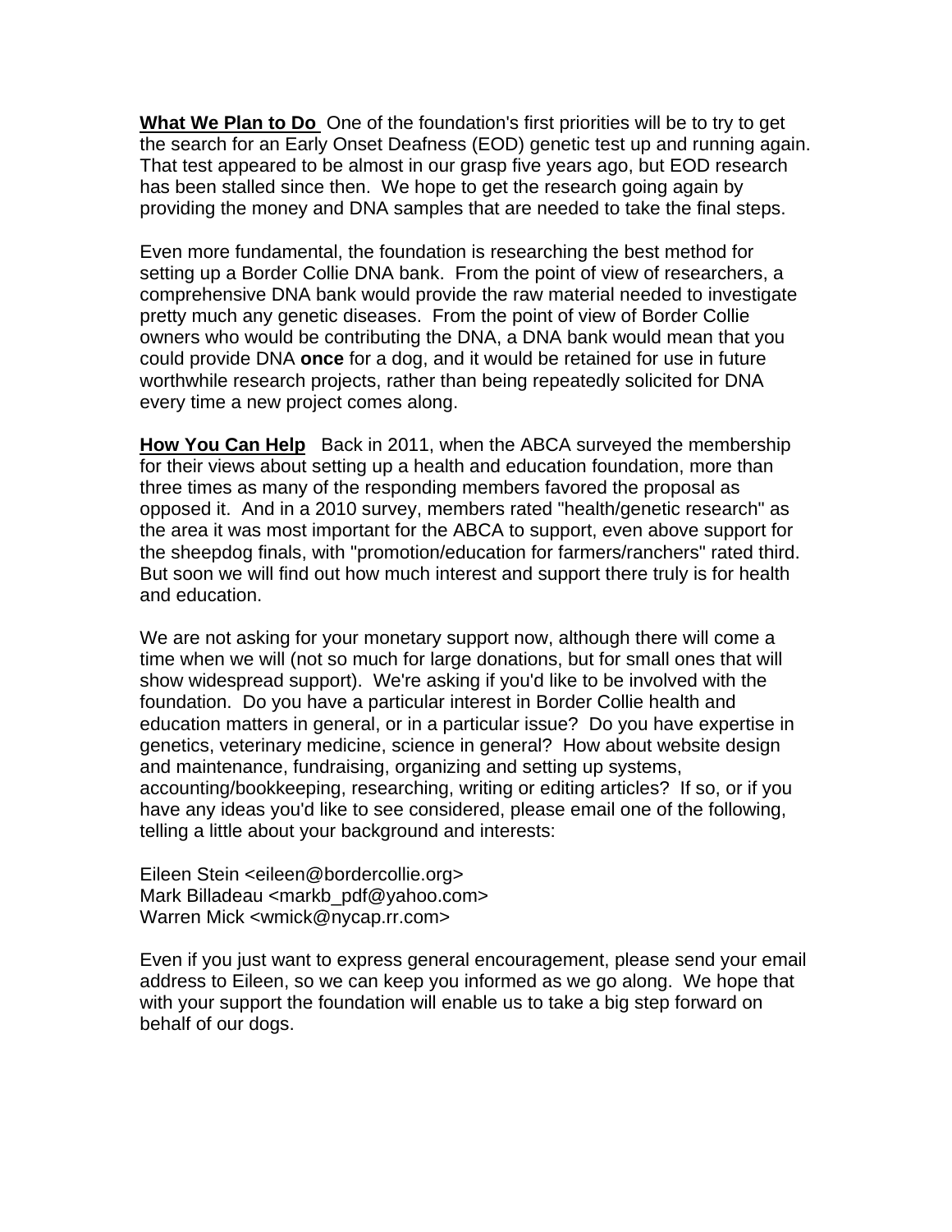**What We Plan to Do** One of the foundation's first priorities will be to try to get the search for an Early Onset Deafness (EOD) genetic test up and running again. That test appeared to be almost in our grasp five years ago, but EOD research has been stalled since then. We hope to get the research going again by providing the money and DNA samples that are needed to take the final steps.

Even more fundamental, the foundation is researching the best method for setting up a Border Collie DNA bank. From the point of view of researchers, a comprehensive DNA bank would provide the raw material needed to investigate pretty much any genetic diseases. From the point of view of Border Collie owners who would be contributing the DNA, a DNA bank would mean that you could provide DNA **once** for a dog, and it would be retained for use in future worthwhile research projects, rather than being repeatedly solicited for DNA every time a new project comes along.

**How You Can Help** Back in 2011, when the ABCA surveyed the membership for their views about setting up a health and education foundation, more than three times as many of the responding members favored the proposal as opposed it. And in a 2010 survey, members rated "health/genetic research" as the area it was most important for the ABCA to support, even above support for the sheepdog finals, with "promotion/education for farmers/ranchers" rated third. But soon we will find out how much interest and support there truly is for health and education.

We are not asking for your monetary support now, although there will come a time when we will (not so much for large donations, but for small ones that will show widespread support). We're asking if you'd like to be involved with the foundation. Do you have a particular interest in Border Collie health and education matters in general, or in a particular issue? Do you have expertise in genetics, veterinary medicine, science in general? How about website design and maintenance, fundraising, organizing and setting up systems, accounting/bookkeeping, researching, writing or editing articles? If so, or if you have any ideas you'd like to see considered, please email one of the following, telling a little about your background and interests:

Eileen Stein <eileen@bordercollie.org>
Mark Billadeau <markb_pdf@yahoo.com>
Warren Mick <wmick@nycap.rr.com>

Even if you just want to express general encouragement, please send your email address to Eileen, so we can keep you informed as we go along. We hope that with your support the foundation will enable us to take a big step forward on behalf of our dogs.